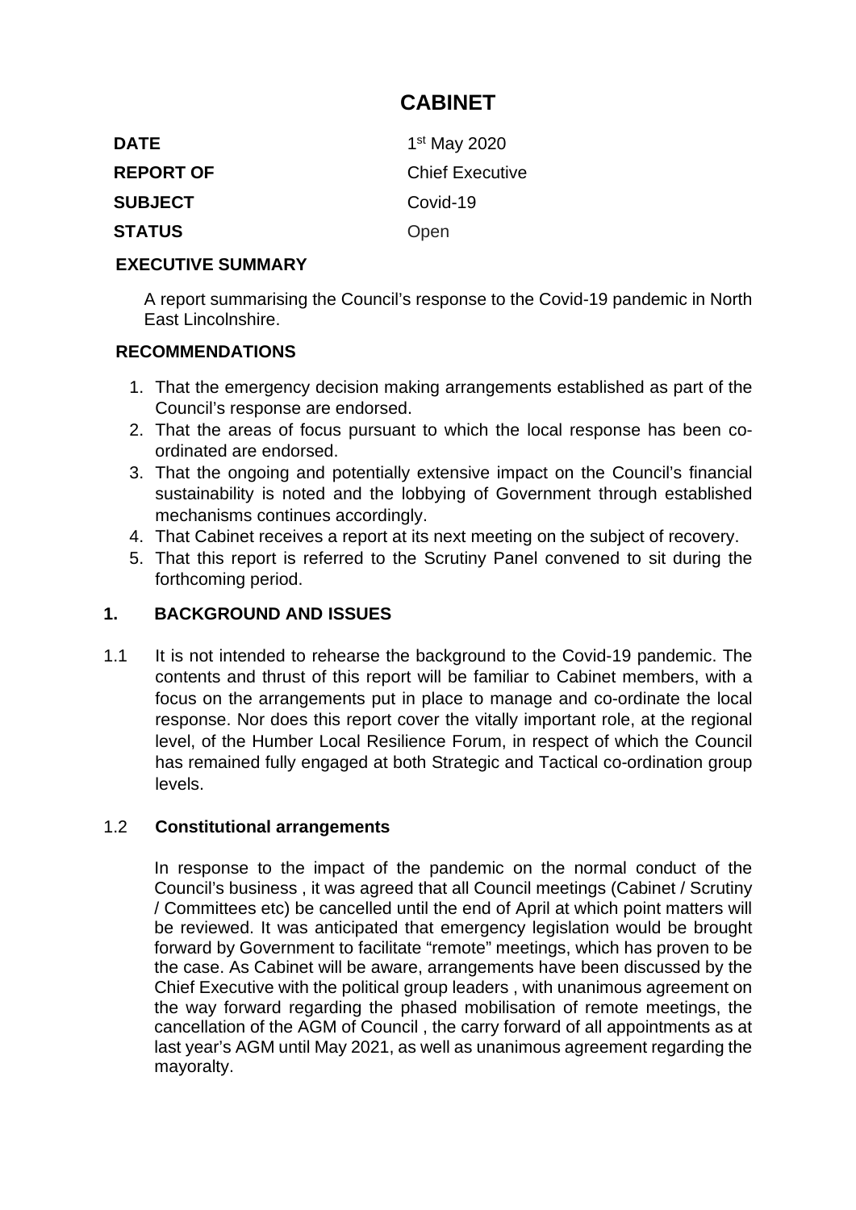# CABINET

| | |
|---|---|
| **DATE** | 1st May 2020 |
| **REPORT OF** | Chief Executive |
| **SUBJECT** | Covid-19 |
| **STATUS** | Open |

## EXECUTIVE SUMMARY

A report summarising the Council's response to the Covid-19 pandemic in North East Lincolnshire.

## RECOMMENDATIONS

1. That the emergency decision making arrangements established as part of the Council's response are endorsed.
2. That the areas of focus pursuant to which the local response has been co-ordinated are endorsed.
3. That the ongoing and potentially extensive impact on the Council's financial sustainability is noted and the lobbying of Government through established mechanisms continues accordingly.
4. That Cabinet receives a report at its next meeting on the subject of recovery.
5. That this report is referred to the Scrutiny Panel convened to sit during the forthcoming period.

## 1. BACKGROUND AND ISSUES

1.1 It is not intended to rehearse the background to the Covid-19 pandemic. The contents and thrust of this report will be familiar to Cabinet members, with a focus on the arrangements put in place to manage and co-ordinate the local response. Nor does this report cover the vitally important role, at the regional level, of the Humber Local Resilience Forum, in respect of which the Council has remained fully engaged at both Strategic and Tactical co-ordination group levels.

### 1.2 Constitutional arrangements

In response to the impact of the pandemic on the normal conduct of the Council's business , it was agreed that all Council meetings (Cabinet / Scrutiny / Committees etc) be cancelled until the end of April at which point matters will be reviewed. It was anticipated that emergency legislation would be brought forward by Government to facilitate "remote" meetings, which has proven to be the case. As Cabinet will be aware, arrangements have been discussed by the Chief Executive with the political group leaders , with unanimous agreement on the way forward regarding the phased mobilisation of remote meetings, the cancellation of the AGM of Council , the carry forward of all appointments as at last year's AGM until May 2021, as well as unanimous agreement regarding the mayoralty.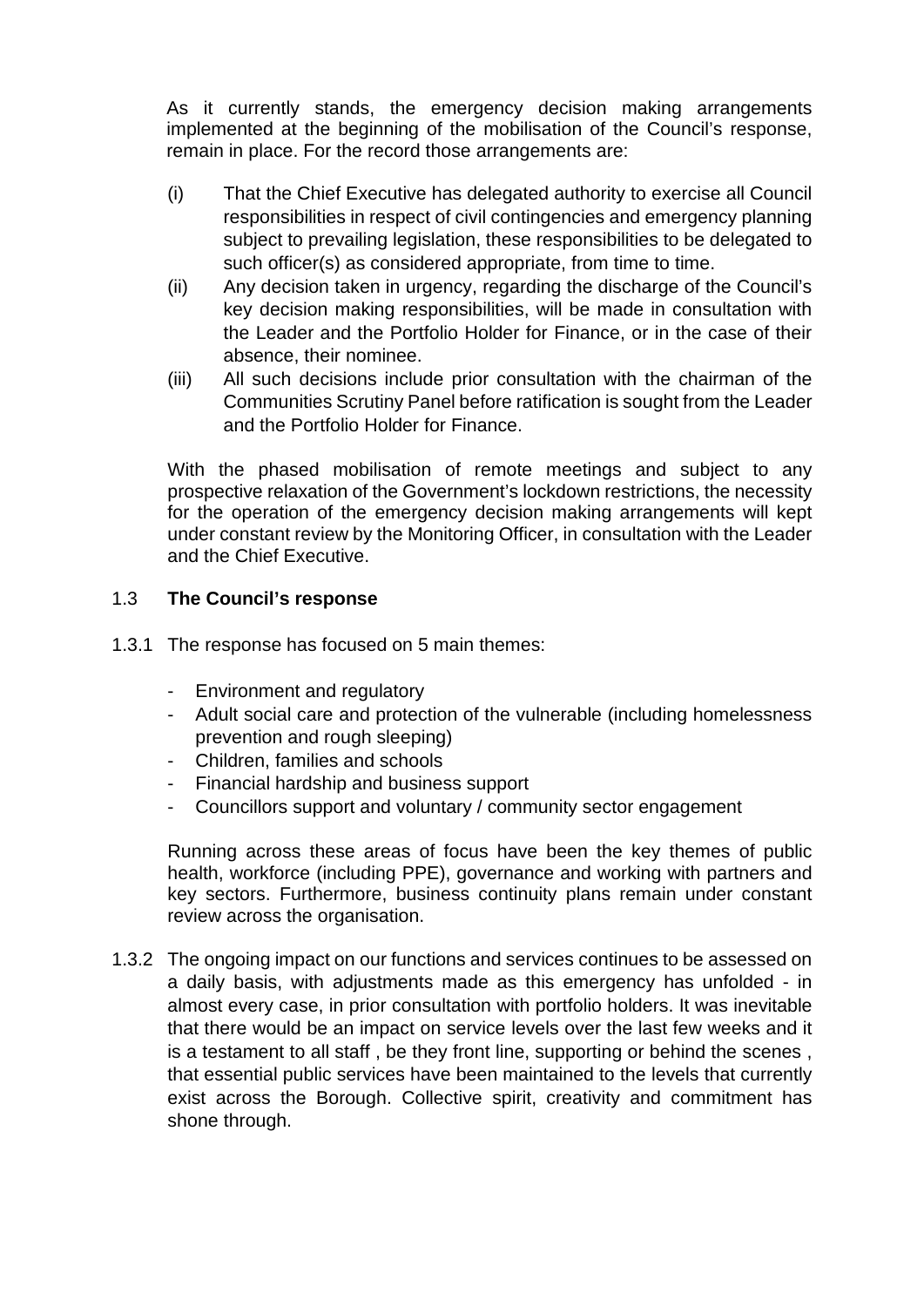As it currently stands, the emergency decision making arrangements implemented at the beginning of the mobilisation of the Council's response, remain in place. For the record those arrangements are:

(i) That the Chief Executive has delegated authority to exercise all Council responsibilities in respect of civil contingencies and emergency planning subject to prevailing legislation, these responsibilities to be delegated to such officer(s) as considered appropriate, from time to time.

(ii) Any decision taken in urgency, regarding the discharge of the Council's key decision making responsibilities, will be made in consultation with the Leader and the Portfolio Holder for Finance, or in the case of their absence, their nominee.

(iii) All such decisions include prior consultation with the chairman of the Communities Scrutiny Panel before ratification is sought from the Leader and the Portfolio Holder for Finance.

With the phased mobilisation of remote meetings and subject to any prospective relaxation of the Government's lockdown restrictions, the necessity for the operation of the emergency decision making arrangements will kept under constant review by the Monitoring Officer, in consultation with the Leader and the Chief Executive.

## 1.3 The Council's response

1.3.1 The response has focused on 5 main themes:

- Environment and regulatory
- Adult social care and protection of the vulnerable (including homelessness prevention and rough sleeping)
- Children, families and schools
- Financial hardship and business support
- Councillors support and voluntary / community sector engagement

Running across these areas of focus have been the key themes of public health, workforce (including PPE), governance and working with partners and key sectors. Furthermore, business continuity plans remain under constant review across the organisation.

1.3.2 The ongoing impact on our functions and services continues to be assessed on a daily basis, with adjustments made as this emergency has unfolded - in almost every case, in prior consultation with portfolio holders. It was inevitable that there would be an impact on service levels over the last few weeks and it is a testament to all staff , be they front line, supporting or behind the scenes , that essential public services have been maintained to the levels that currently exist across the Borough. Collective spirit, creativity and commitment has shone through.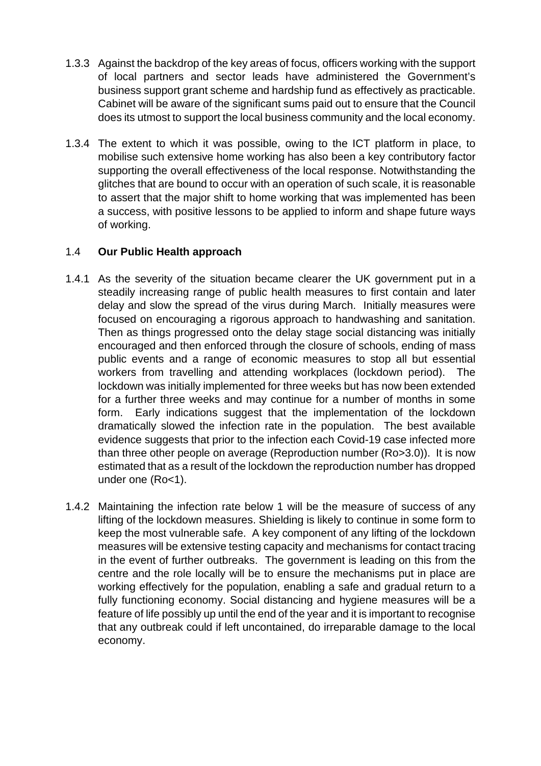1.3.3 Against the backdrop of the key areas of focus, officers working with the support of local partners and sector leads have administered the Government's business support grant scheme and hardship fund as effectively as practicable. Cabinet will be aware of the significant sums paid out to ensure that the Council does its utmost to support the local business community and the local economy.

1.3.4 The extent to which it was possible, owing to the ICT platform in place, to mobilise such extensive home working has also been a key contributory factor supporting the overall effectiveness of the local response. Notwithstanding the glitches that are bound to occur with an operation of such scale, it is reasonable to assert that the major shift to home working that was implemented has been a success, with positive lessons to be applied to inform and shape future ways of working.

## 1.4 Our Public Health approach

1.4.1 As the severity of the situation became clearer the UK government put in a steadily increasing range of public health measures to first contain and later delay and slow the spread of the virus during March. Initially measures were focused on encouraging a rigorous approach to handwashing and sanitation. Then as things progressed onto the delay stage social distancing was initially encouraged and then enforced through the closure of schools, ending of mass public events and a range of economic measures to stop all but essential workers from travelling and attending workplaces (lockdown period). The lockdown was initially implemented for three weeks but has now been extended for a further three weeks and may continue for a number of months in some form. Early indications suggest that the implementation of the lockdown dramatically slowed the infection rate in the population. The best available evidence suggests that prior to the infection each Covid-19 case infected more than three other people on average (Reproduction number (Ro>3.0)). It is now estimated that as a result of the lockdown the reproduction number has dropped under one (Ro<1).

1.4.2 Maintaining the infection rate below 1 will be the measure of success of any lifting of the lockdown measures. Shielding is likely to continue in some form to keep the most vulnerable safe. A key component of any lifting of the lockdown measures will be extensive testing capacity and mechanisms for contact tracing in the event of further outbreaks. The government is leading on this from the centre and the role locally will be to ensure the mechanisms put in place are working effectively for the population, enabling a safe and gradual return to a fully functioning economy. Social distancing and hygiene measures will be a feature of life possibly up until the end of the year and it is important to recognise that any outbreak could if left uncontained, do irreparable damage to the local economy.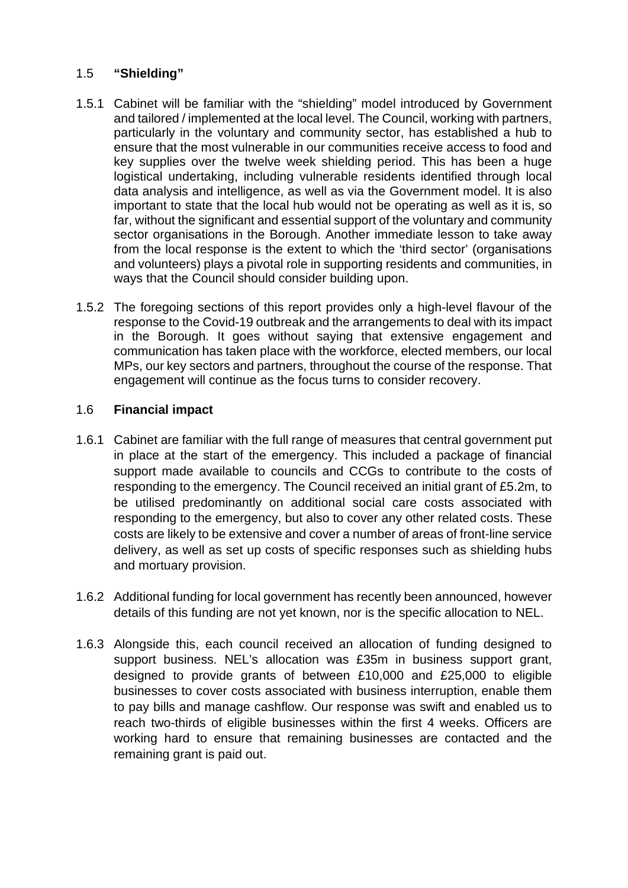## 1.5 **"Shielding"**

1.5.1 Cabinet will be familiar with the "shielding" model introduced by Government and tailored / implemented at the local level. The Council, working with partners, particularly in the voluntary and community sector, has established a hub to ensure that the most vulnerable in our communities receive access to food and key supplies over the twelve week shielding period. This has been a huge logistical undertaking, including vulnerable residents identified through local data analysis and intelligence, as well as via the Government model. It is also important to state that the local hub would not be operating as well as it is, so far, without the significant and essential support of the voluntary and community sector organisations in the Borough. Another immediate lesson to take away from the local response is the extent to which the 'third sector' (organisations and volunteers) plays a pivotal role in supporting residents and communities, in ways that the Council should consider building upon.

1.5.2 The foregoing sections of this report provides only a high-level flavour of the response to the Covid-19 outbreak and the arrangements to deal with its impact in the Borough. It goes without saying that extensive engagement and communication has taken place with the workforce, elected members, our local MPs, our key sectors and partners, throughout the course of the response. That engagement will continue as the focus turns to consider recovery.

## 1.6 **Financial impact**

1.6.1 Cabinet are familiar with the full range of measures that central government put in place at the start of the emergency. This included a package of financial support made available to councils and CCGs to contribute to the costs of responding to the emergency. The Council received an initial grant of £5.2m, to be utilised predominantly on additional social care costs associated with responding to the emergency, but also to cover any other related costs. These costs are likely to be extensive and cover a number of areas of front-line service delivery, as well as set up costs of specific responses such as shielding hubs and mortuary provision.

1.6.2 Additional funding for local government has recently been announced, however details of this funding are not yet known, nor is the specific allocation to NEL.

1.6.3 Alongside this, each council received an allocation of funding designed to support business. NEL's allocation was £35m in business support grant, designed to provide grants of between £10,000 and £25,000 to eligible businesses to cover costs associated with business interruption, enable them to pay bills and manage cashflow. Our response was swift and enabled us to reach two-thirds of eligible businesses within the first 4 weeks. Officers are working hard to ensure that remaining businesses are contacted and the remaining grant is paid out.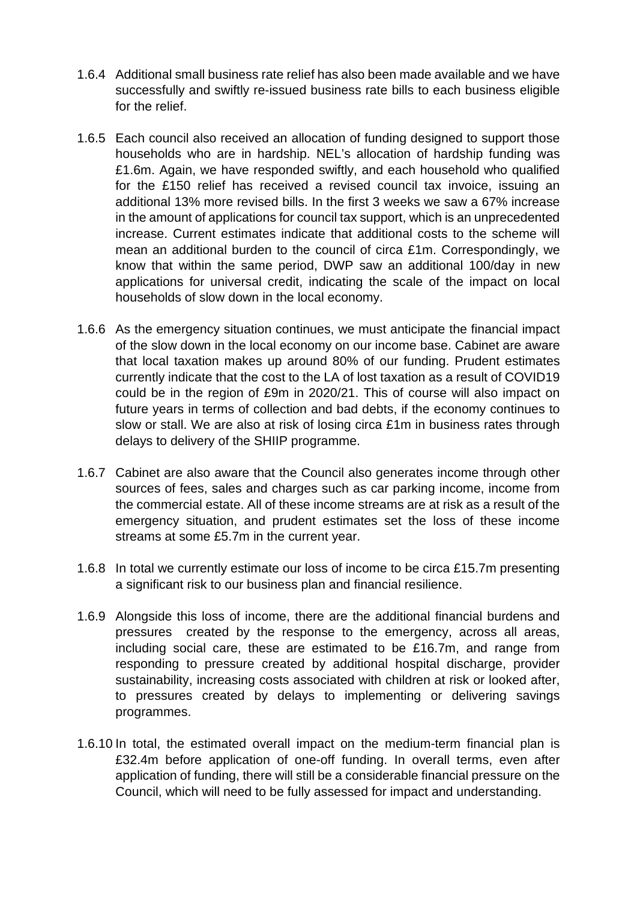1.6.4 Additional small business rate relief has also been made available and we have successfully and swiftly re-issued business rate bills to each business eligible for the relief.

1.6.5 Each council also received an allocation of funding designed to support those households who are in hardship. NEL's allocation of hardship funding was £1.6m. Again, we have responded swiftly, and each household who qualified for the £150 relief has received a revised council tax invoice, issuing an additional 13% more revised bills. In the first 3 weeks we saw a 67% increase in the amount of applications for council tax support, which is an unprecedented increase. Current estimates indicate that additional costs to the scheme will mean an additional burden to the council of circa £1m. Correspondingly, we know that within the same period, DWP saw an additional 100/day in new applications for universal credit, indicating the scale of the impact on local households of slow down in the local economy.

1.6.6 As the emergency situation continues, we must anticipate the financial impact of the slow down in the local economy on our income base. Cabinet are aware that local taxation makes up around 80% of our funding. Prudent estimates currently indicate that the cost to the LA of lost taxation as a result of COVID19 could be in the region of £9m in 2020/21. This of course will also impact on future years in terms of collection and bad debts, if the economy continues to slow or stall. We are also at risk of losing circa £1m in business rates through delays to delivery of the SHIIP programme.

1.6.7 Cabinet are also aware that the Council also generates income through other sources of fees, sales and charges such as car parking income, income from the commercial estate. All of these income streams are at risk as a result of the emergency situation, and prudent estimates set the loss of these income streams at some £5.7m in the current year.

1.6.8 In total we currently estimate our loss of income to be circa £15.7m presenting a significant risk to our business plan and financial resilience.

1.6.9 Alongside this loss of income, there are the additional financial burdens and pressures created by the response to the emergency, across all areas, including social care, these are estimated to be £16.7m, and range from responding to pressure created by additional hospital discharge, provider sustainability, increasing costs associated with children at risk or looked after, to pressures created by delays to implementing or delivering savings programmes.

1.6.10 In total, the estimated overall impact on the medium-term financial plan is £32.4m before application of one-off funding. In overall terms, even after application of funding, there will still be a considerable financial pressure on the Council, which will need to be fully assessed for impact and understanding.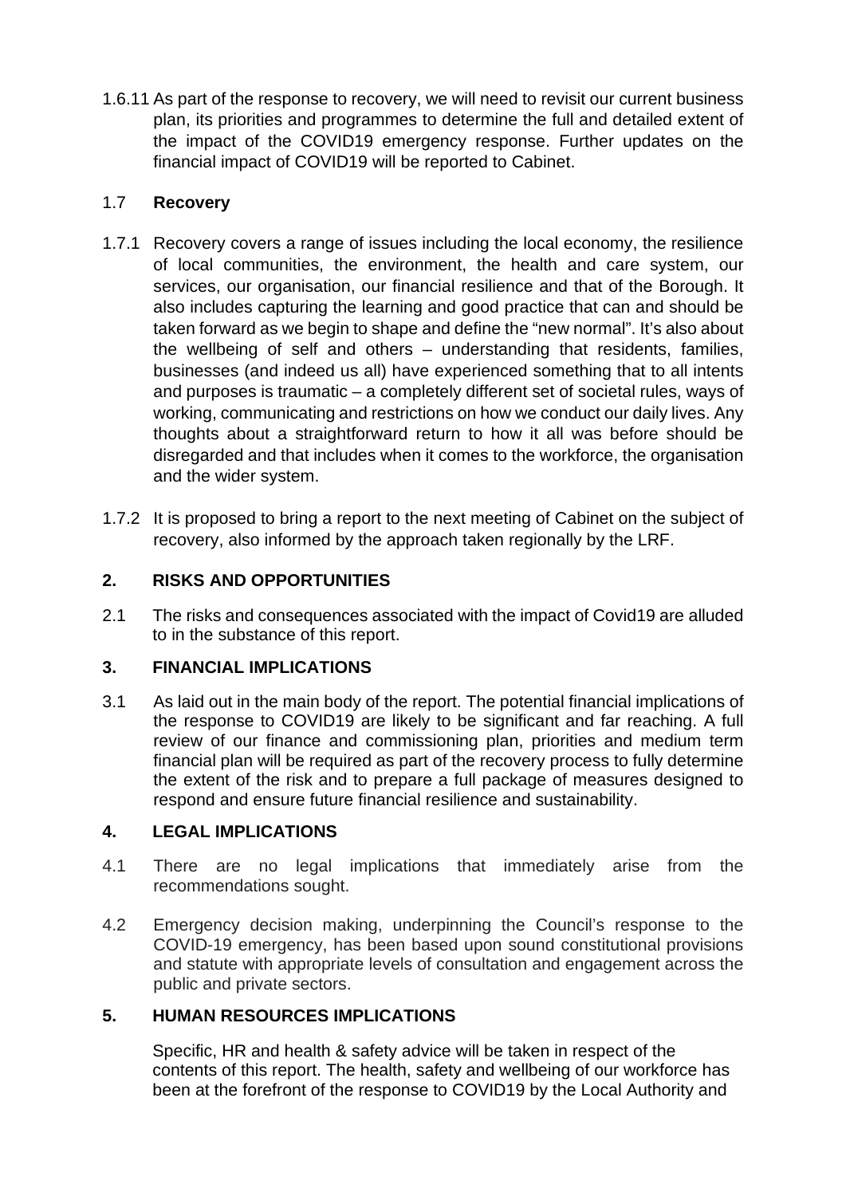1.6.11 As part of the response to recovery, we will need to revisit our current business plan, its priorities and programmes to determine the full and detailed extent of the impact of the COVID19 emergency response. Further updates on the financial impact of COVID19 will be reported to Cabinet.

### 1.7 Recovery

1.7.1 Recovery covers a range of issues including the local economy, the resilience of local communities, the environment, the health and care system, our services, our organisation, our financial resilience and that of the Borough. It also includes capturing the learning and good practice that can and should be taken forward as we begin to shape and define the "new normal". It's also about the wellbeing of self and others – understanding that residents, families, businesses (and indeed us all) have experienced something that to all intents and purposes is traumatic – a completely different set of societal rules, ways of working, communicating and restrictions on how we conduct our daily lives. Any thoughts about a straightforward return to how it all was before should be disregarded and that includes when it comes to the workforce, the organisation and the wider system.

1.7.2 It is proposed to bring a report to the next meeting of Cabinet on the subject of recovery, also informed by the approach taken regionally by the LRF.

## 2. RISKS AND OPPORTUNITIES

2.1 The risks and consequences associated with the impact of Covid19 are alluded to in the substance of this report.

## 3. FINANCIAL IMPLICATIONS

3.1 As laid out in the main body of the report. The potential financial implications of the response to COVID19 are likely to be significant and far reaching. A full review of our finance and commissioning plan, priorities and medium term financial plan will be required as part of the recovery process to fully determine the extent of the risk and to prepare a full package of measures designed to respond and ensure future financial resilience and sustainability.

## 4. LEGAL IMPLICATIONS

4.1 There are no legal implications that immediately arise from the recommendations sought.

4.2 Emergency decision making, underpinning the Council's response to the COVID-19 emergency, has been based upon sound constitutional provisions and statute with appropriate levels of consultation and engagement across the public and private sectors.

## 5. HUMAN RESOURCES IMPLICATIONS

Specific, HR and health & safety advice will be taken in respect of the contents of this report. The health, safety and wellbeing of our workforce has been at the forefront of the response to COVID19 by the Local Authority and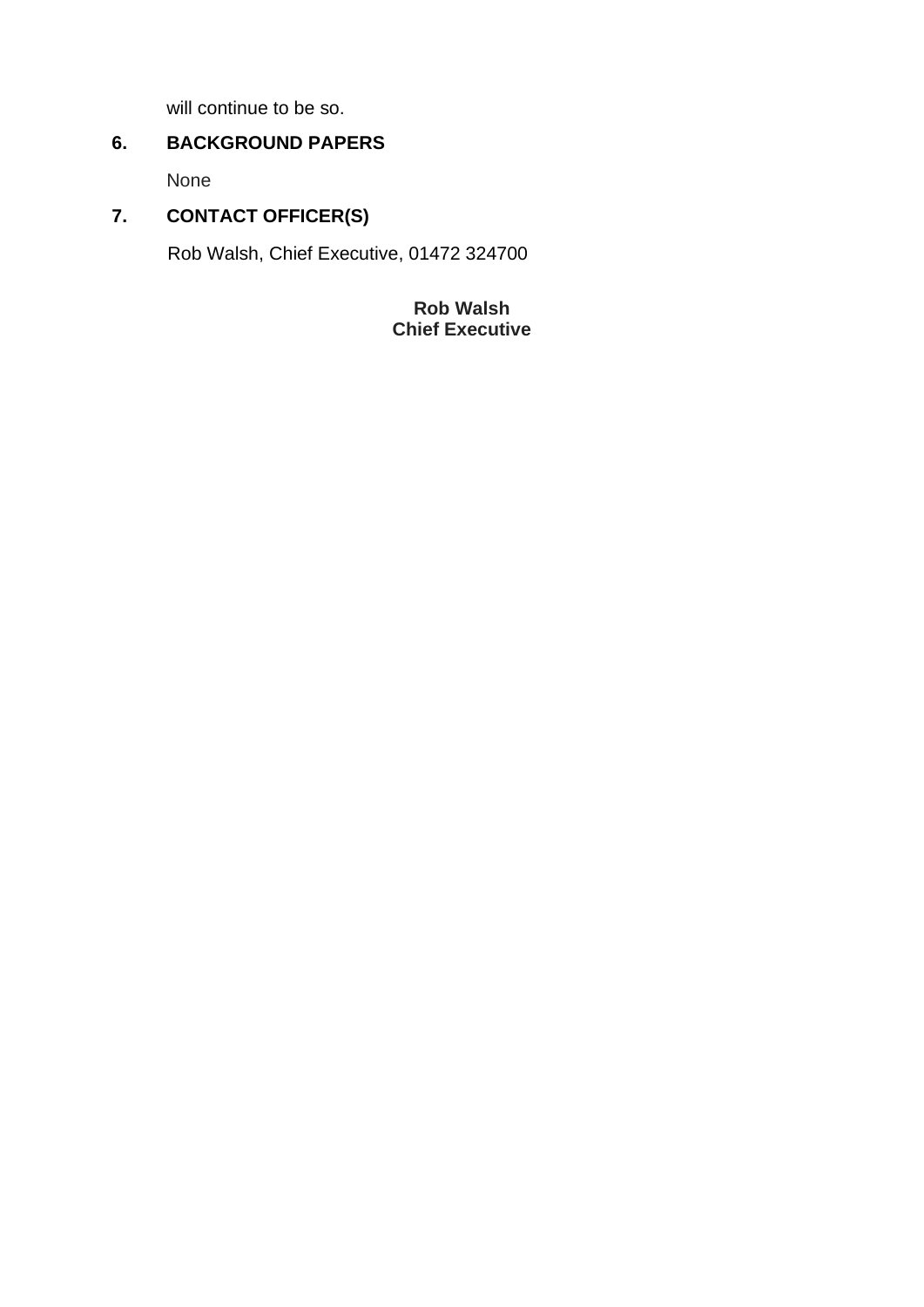will continue to be so.

## 6. BACKGROUND PAPERS

None

## 7. CONTACT OFFICER(S)

Rob Walsh, Chief Executive, 01472 324700

**Rob Walsh**
**Chief Executive**